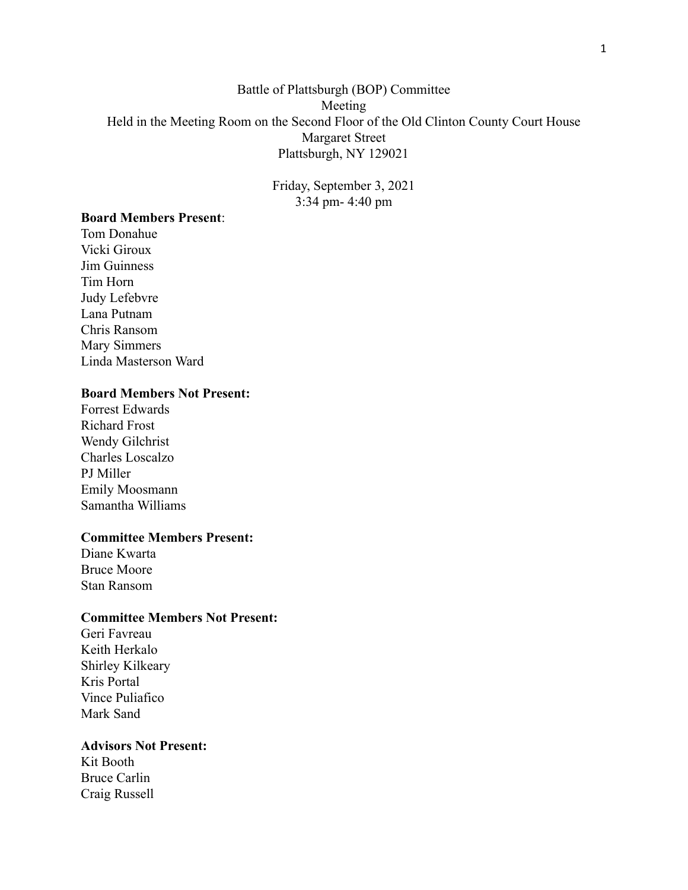Battle of Plattsburgh (BOP) Committee
Meeting
Held in the Meeting Room on the Second Floor of the Old Clinton County Court House
Margaret Street
Plattsburgh, NY 129021

Friday, September 3, 2021
3:34 pm- 4:40 pm

**Board Members Present**:
Tom Donahue
Vicki Giroux
Jim Guinness
Tim Horn
Judy Lefebvre
Lana Putnam
Chris Ransom
Mary Simmers
Linda Masterson Ward

**Board Members Not Present:**
Forrest Edwards
Richard Frost
Wendy Gilchrist
Charles Loscalzo
PJ Miller
Emily Moosmann
Samantha Williams

**Committee Members Present:**
Diane Kwarta
Bruce Moore
Stan Ransom

**Committee Members Not Present:**
Geri Favreau
Keith Herkalo
Shirley Kilkeary
Kris Portal
Vince Puliafico
Mark Sand

**Advisors Not Present:**
Kit Booth
Bruce Carlin
Craig Russell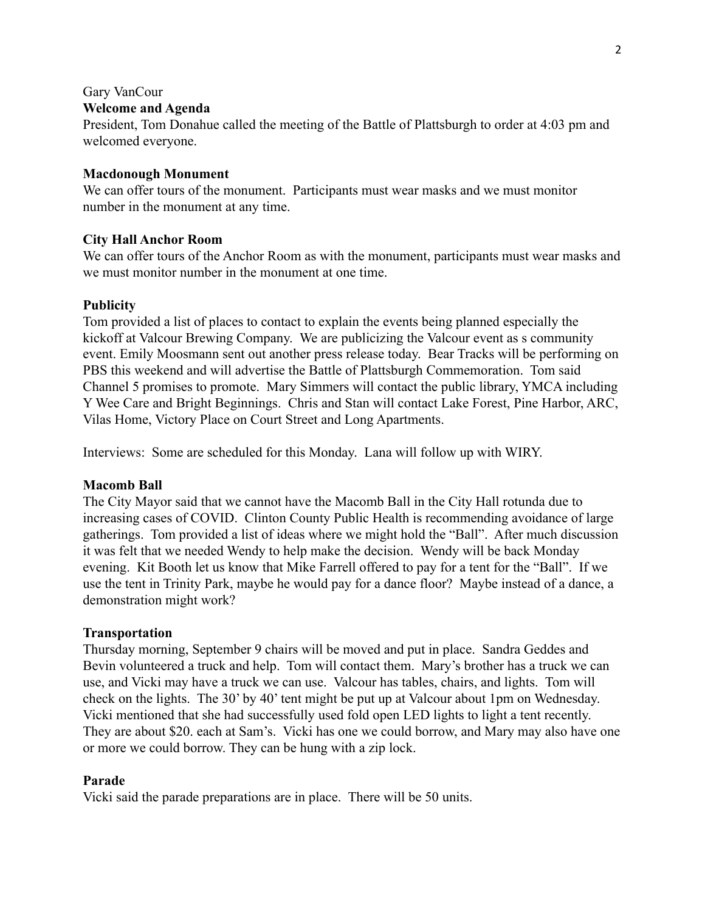Gary VanCour

**Welcome and Agenda**

President, Tom Donahue called the meeting of the Battle of Plattsburgh to order at 4:03 pm and welcomed everyone.

**Macdonough Monument**

We can offer tours of the monument. Participants must wear masks and we must monitor number in the monument at any time.

**City Hall Anchor Room**

We can offer tours of the Anchor Room as with the monument, participants must wear masks and we must monitor number in the monument at one time.

**Publicity**

Tom provided a list of places to contact to explain the events being planned especially the kickoff at Valcour Brewing Company. We are publicizing the Valcour event as s community event. Emily Moosmann sent out another press release today. Bear Tracks will be performing on PBS this weekend and will advertise the Battle of Plattsburgh Commemoration. Tom said Channel 5 promises to promote. Mary Simmers will contact the public library, YMCA including Y Wee Care and Bright Beginnings. Chris and Stan will contact Lake Forest, Pine Harbor, ARC, Vilas Home, Victory Place on Court Street and Long Apartments.

Interviews: Some are scheduled for this Monday. Lana will follow up with WIRY.

**Macomb Ball**

The City Mayor said that we cannot have the Macomb Ball in the City Hall rotunda due to increasing cases of COVID. Clinton County Public Health is recommending avoidance of large gatherings. Tom provided a list of ideas where we might hold the "Ball". After much discussion it was felt that we needed Wendy to help make the decision. Wendy will be back Monday evening. Kit Booth let us know that Mike Farrell offered to pay for a tent for the "Ball". If we use the tent in Trinity Park, maybe he would pay for a dance floor? Maybe instead of a dance, a demonstration might work?

**Transportation**

Thursday morning, September 9 chairs will be moved and put in place. Sandra Geddes and Bevin volunteered a truck and help. Tom will contact them. Mary's brother has a truck we can use, and Vicki may have a truck we can use. Valcour has tables, chairs, and lights. Tom will check on the lights. The 30' by 40' tent might be put up at Valcour about 1pm on Wednesday. Vicki mentioned that she had successfully used fold open LED lights to light a tent recently. They are about $20. each at Sam's. Vicki has one we could borrow, and Mary may also have one or more we could borrow. They can be hung with a zip lock.

**Parade**

Vicki said the parade preparations are in place. There will be 50 units.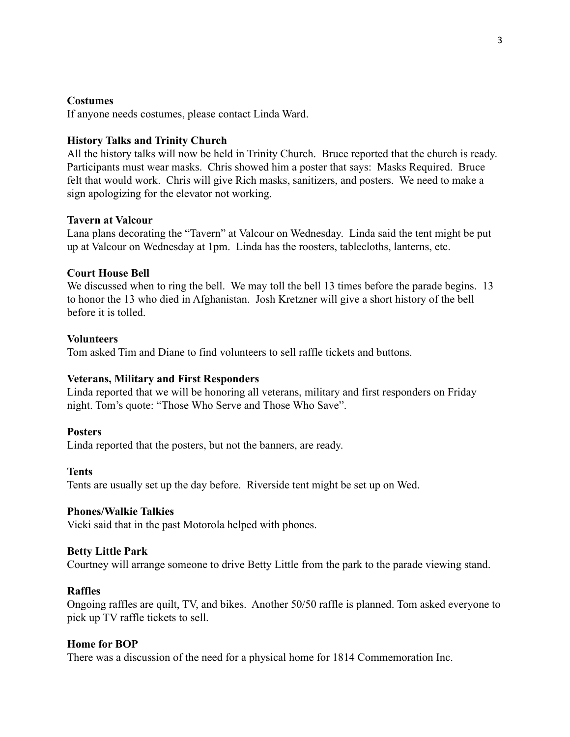**Costumes**

If anyone needs costumes, please contact Linda Ward.

**History Talks and Trinity Church**

All the history talks will now be held in Trinity Church. Bruce reported that the church is ready. Participants must wear masks. Chris showed him a poster that says: Masks Required. Bruce felt that would work. Chris will give Rich masks, sanitizers, and posters. We need to make a sign apologizing for the elevator not working.

**Tavern at Valcour**

Lana plans decorating the "Tavern" at Valcour on Wednesday. Linda said the tent might be put up at Valcour on Wednesday at 1pm. Linda has the roosters, tablecloths, lanterns, etc.

**Court House Bell**

We discussed when to ring the bell. We may toll the bell 13 times before the parade begins. 13 to honor the 13 who died in Afghanistan. Josh Kretzner will give a short history of the bell before it is tolled.

**Volunteers**

Tom asked Tim and Diane to find volunteers to sell raffle tickets and buttons.

**Veterans, Military and First Responders**

Linda reported that we will be honoring all veterans, military and first responders on Friday night. Tom's quote: "Those Who Serve and Those Who Save".

**Posters**

Linda reported that the posters, but not the banners, are ready.

**Tents**

Tents are usually set up the day before. Riverside tent might be set up on Wed.

**Phones/Walkie Talkies**

Vicki said that in the past Motorola helped with phones.

**Betty Little Park**

Courtney will arrange someone to drive Betty Little from the park to the parade viewing stand.

**Raffles**

Ongoing raffles are quilt, TV, and bikes. Another 50/50 raffle is planned. Tom asked everyone to pick up TV raffle tickets to sell.

**Home for BOP**

There was a discussion of the need for a physical home for 1814 Commemoration Inc.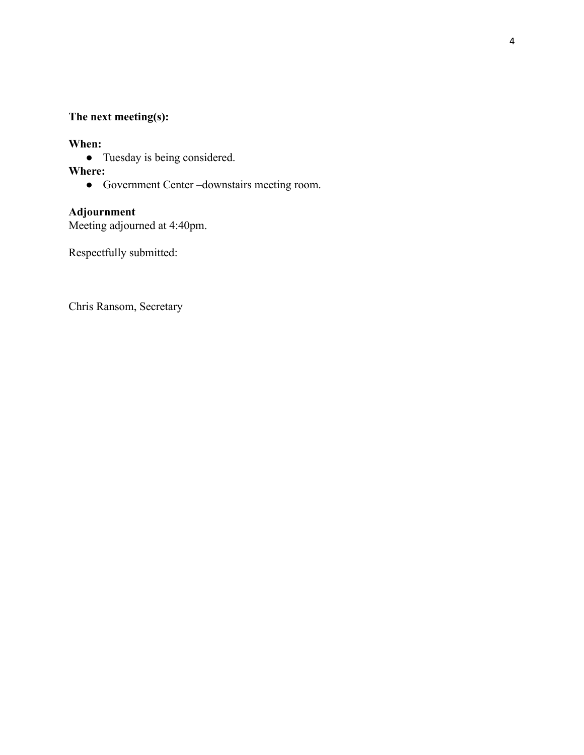**The next meeting(s):**

**When:**

- Tuesday is being considered.

**Where:**

- Government Center –downstairs meeting room.

**Adjournment**

Meeting adjourned at 4:40pm.

Respectfully submitted:

Chris Ransom, Secretary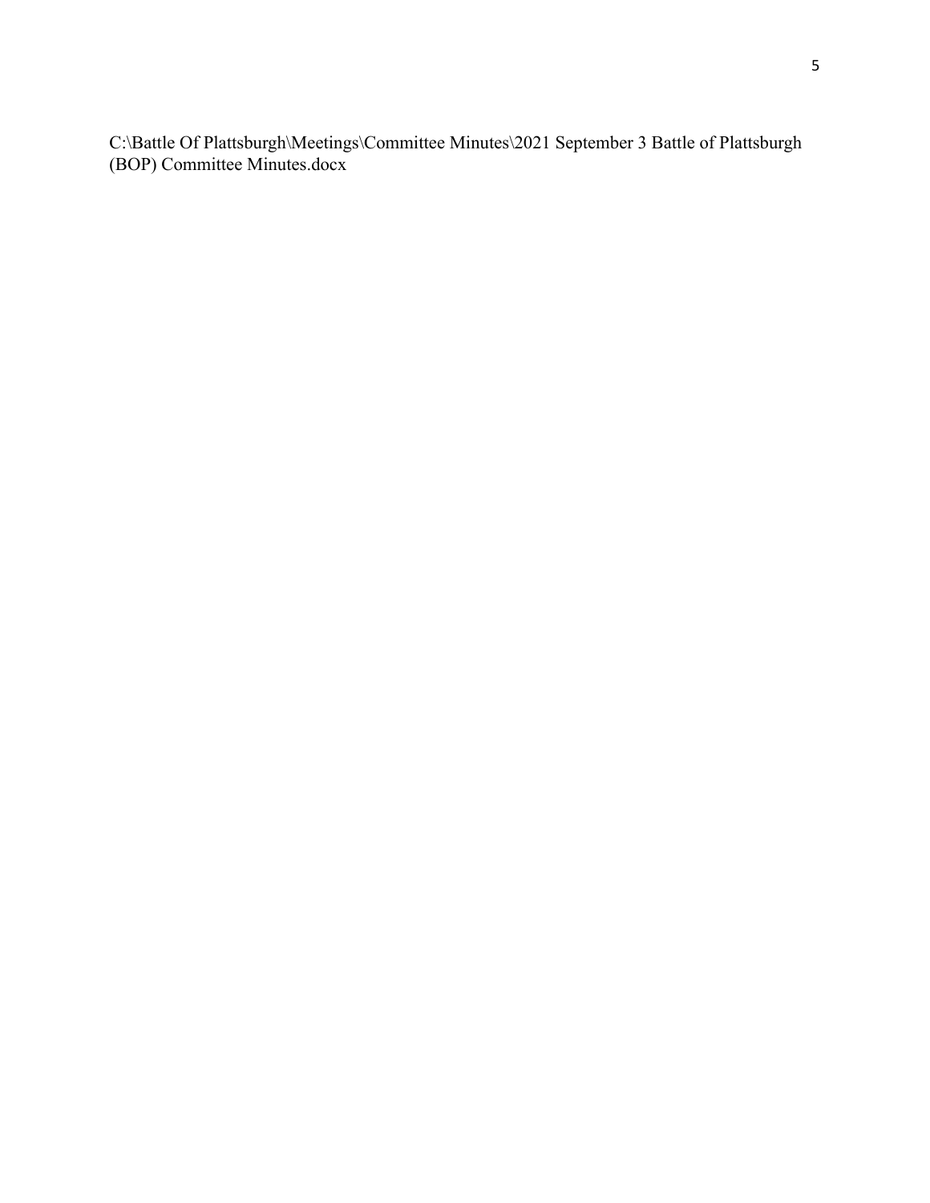C:\Battle Of Plattsburgh\Meetings\Committee Minutes\2021 September 3 Battle of Plattsburgh (BOP) Committee Minutes.docx